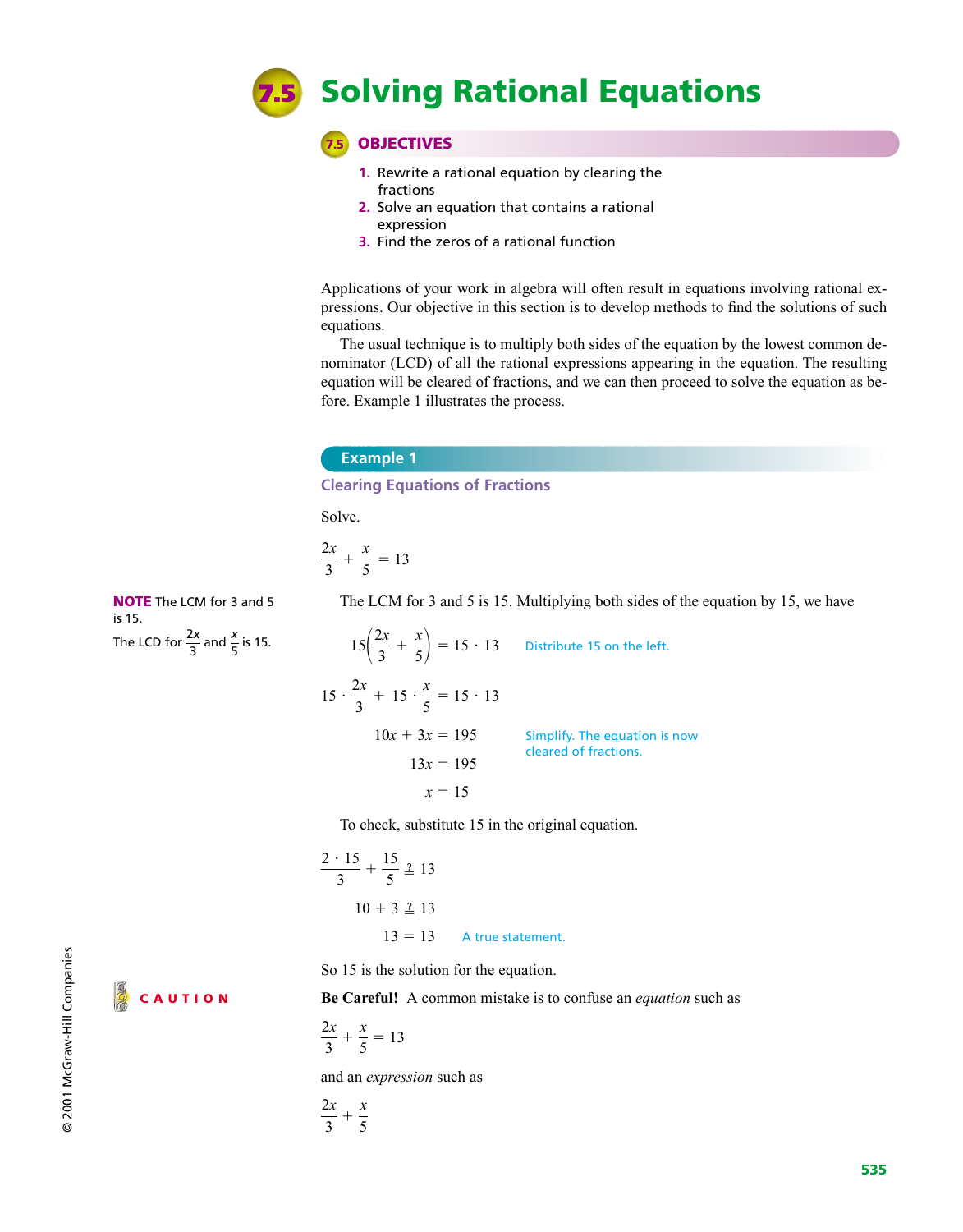# 7.5 Solving Rational Equations

## 7.5 OBJECTIVES

1. Rewrite a rational equation by clearing the fractions
2. Solve an equation that contains a rational expression
3. Find the zeros of a rational function

Applications of your work in algebra will often result in equations involving rational expressions. Our objective in this section is to develop methods to find the solutions of such equations.

The usual technique is to multiply both sides of the equation by the lowest common denominator (LCD) of all the rational expressions appearing in the equation. The resulting equation will be cleared of fractions, and we can then proceed to solve the equation as before. Example 1 illustrates the process.

### Example 1

#### Clearing Equations of Fractions

Solve.

$$\frac{2x}{3} + \frac{x}{5} = 13$$

**NOTE** The LCM for 3 and 5 is 15.

The LCD for $\frac{2x}{3}$ and $\frac{x}{5}$ is 15.

The LCM for 3 and 5 is 15. Multiplying both sides of the equation by 15, we have

$$15\left(\frac{2x}{3} + \frac{x}{5}\right) = 15 \cdot 13 \qquad \text{Distribute 15 on the left.}$$

$$15 \cdot \frac{2x}{3} + 15 \cdot \frac{x}{5} = 15 \cdot 13$$

$$10x + 3x = 195 \qquad \text{Simplify. The equation is now cleared of fractions.}$$

$$13x = 195$$

$$x = 15$$

To check, substitute 15 in the original equation.

$$\frac{2 \cdot 15}{3} + \frac{15}{5} \stackrel{?}{=} 13$$

$$10 + 3 \stackrel{?}{=} 13$$

$$13 = 13 \qquad \text{A true statement.}$$

So 15 is the solution for the equation.

**CAUTION**

**Be Careful!** A common mistake is to confuse an *equation* such as

$$\frac{2x}{3} + \frac{x}{5} = 13$$

and an *expression* such as

$$\frac{2x}{3} + \frac{x}{5}$$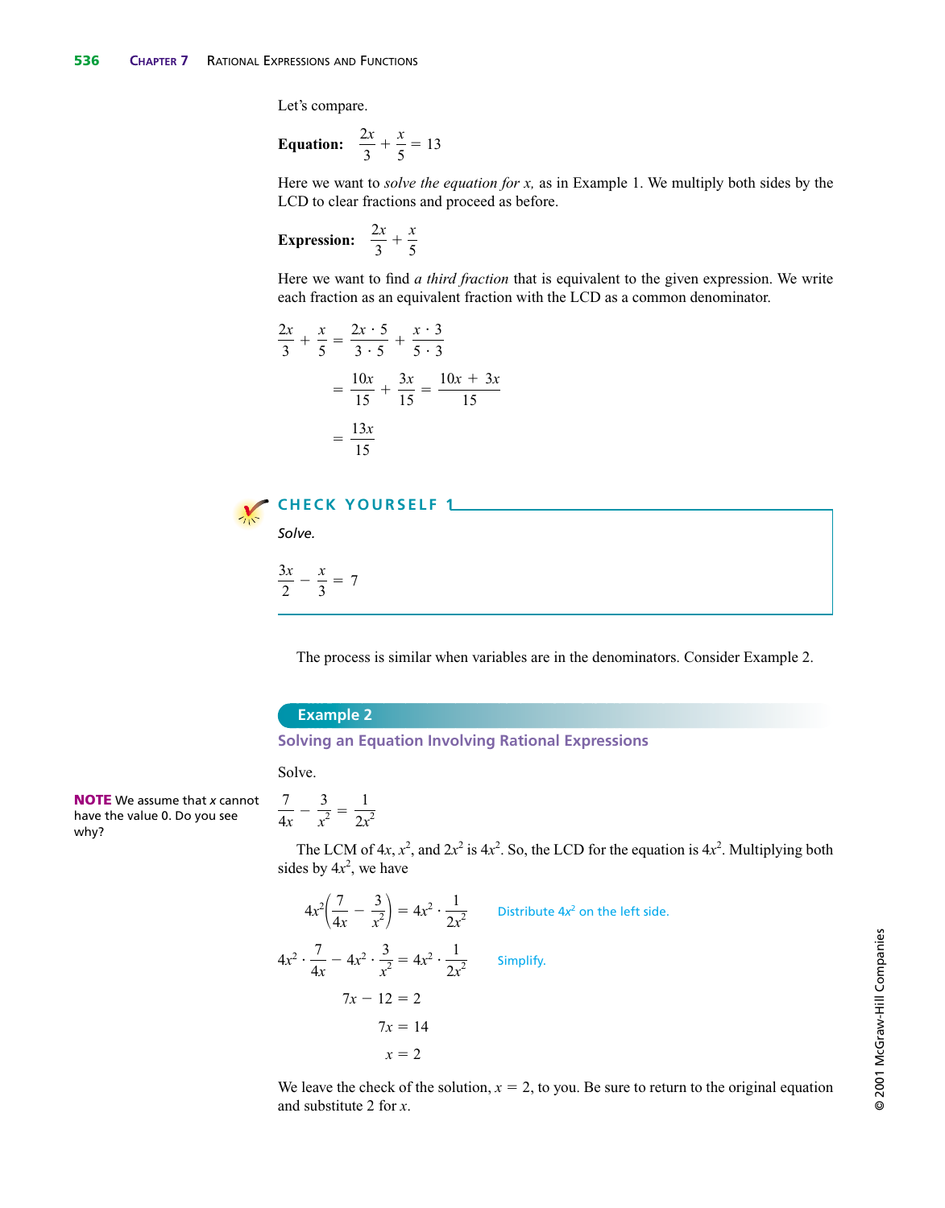Let's compare.

**Equation:** $\frac{2x}{3} + \frac{x}{5} = 13$

Here we want to *solve the equation for x,* as in Example 1. We multiply both sides by the LCD to clear fractions and proceed as before.

**Expression:** $\frac{2x}{3} + \frac{x}{5}$

Here we want to find *a third fraction* that is equivalent to the given expression. We write each fraction as an equivalent fraction with the LCD as a common denominator.

$$\frac{2x}{3} + \frac{x}{5} = \frac{2x \cdot 5}{3 \cdot 5} + \frac{x \cdot 3}{5 \cdot 3}$$

$$= \frac{10x}{15} + \frac{3x}{15} = \frac{10x + 3x}{15}$$

$$= \frac{13x}{15}$$

### CHECK YOURSELF 1

*Solve.*

$$\frac{3x}{2} - \frac{x}{3} = 7$$

The process is similar when variables are in the denominators. Consider Example 2.

## Example 2

### Solving an Equation Involving Rational Expressions

Solve.

**NOTE** We assume that $x$ cannot have the value 0. Do you see why?

$$\frac{7}{4x} - \frac{3}{x^2} = \frac{1}{2x^2}$$

The LCM of $4x$, $x^2$, and $2x^2$ is $4x^2$. So, the LCD for the equation is $4x^2$. Multiplying both sides by $4x^2$, we have

$$4x^2\left(\frac{7}{4x} - \frac{3}{x^2}\right) = 4x^2 \cdot \frac{1}{2x^2} \qquad \text{Distribute } 4x^2 \text{ on the left side.}$$

$$4x^2 \cdot \frac{7}{4x} - 4x^2 \cdot \frac{3}{x^2} = 4x^2 \cdot \frac{1}{2x^2} \qquad \text{Simplify.}$$

$$7x - 12 = 2$$

$$7x = 14$$

$$x = 2$$

We leave the check of the solution, $x = 2$, to you. Be sure to return to the original equation and substitute 2 for $x$.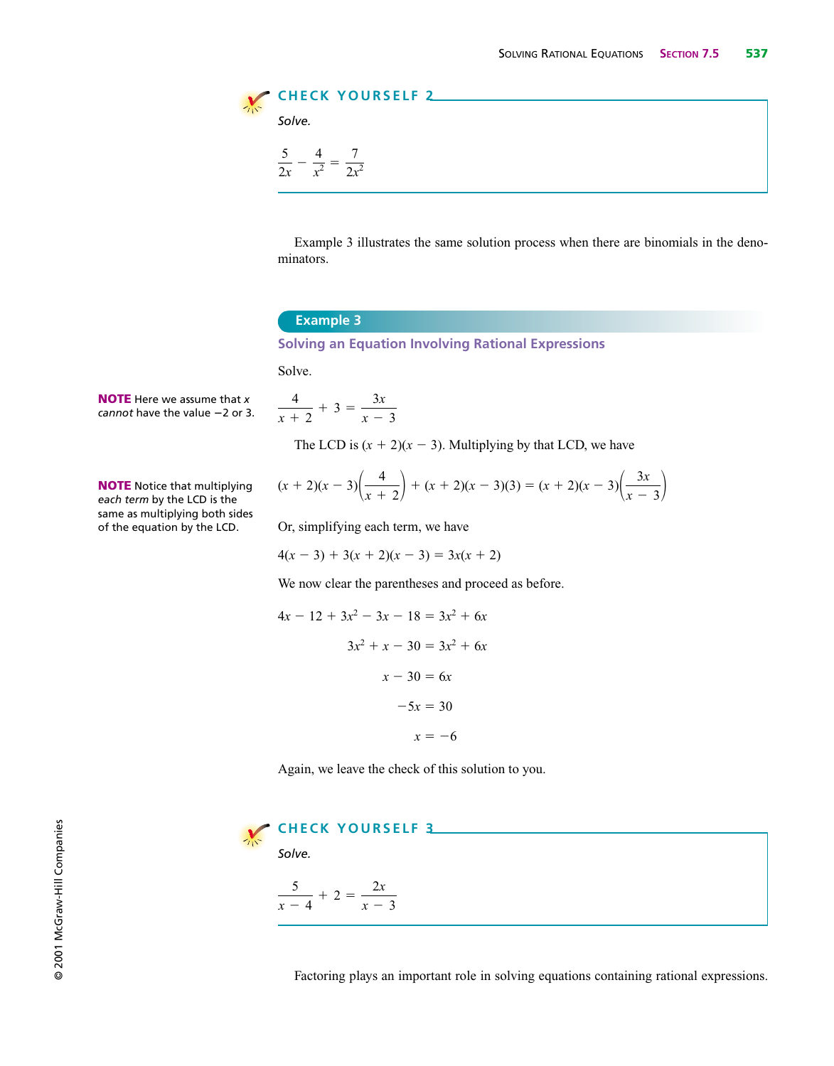### CHECK YOURSELF 2

*Solve.*

$$\frac{5}{2x} - \frac{4}{x^2} = \frac{7}{2x^2}$$

Example 3 illustrates the same solution process when there are binomials in the denominators.

### Example 3

#### Solving an Equation Involving Rational Expressions

Solve.

**NOTE** Here we assume that $x$ *cannot* have the value $-2$ or 3.

$$\frac{4}{x+2} + 3 = \frac{3x}{x-3}$$

The LCD is $(x + 2)(x - 3)$. Multiplying by that LCD, we have

**NOTE** Notice that multiplying *each term* by the LCD is the same as multiplying both sides of the equation by the LCD.

$$(x+2)(x-3)\left(\frac{4}{x+2}\right) + (x+2)(x-3)(3) = (x+2)(x-3)\left(\frac{3x}{x-3}\right)$$

Or, simplifying each term, we have

$$4(x - 3) + 3(x + 2)(x - 3) = 3x(x + 2)$$

We now clear the parentheses and proceed as before.

$$4x - 12 + 3x^2 - 3x - 18 = 3x^2 + 6x$$

$$3x^2 + x - 30 = 3x^2 + 6x$$

$$x - 30 = 6x$$

$$-5x = 30$$

$$x = -6$$

Again, we leave the check of this solution to you.

### CHECK YOURSELF 3

*Solve.*

$$\frac{5}{x-4} + 2 = \frac{2x}{x-3}$$

Factoring plays an important role in solving equations containing rational expressions.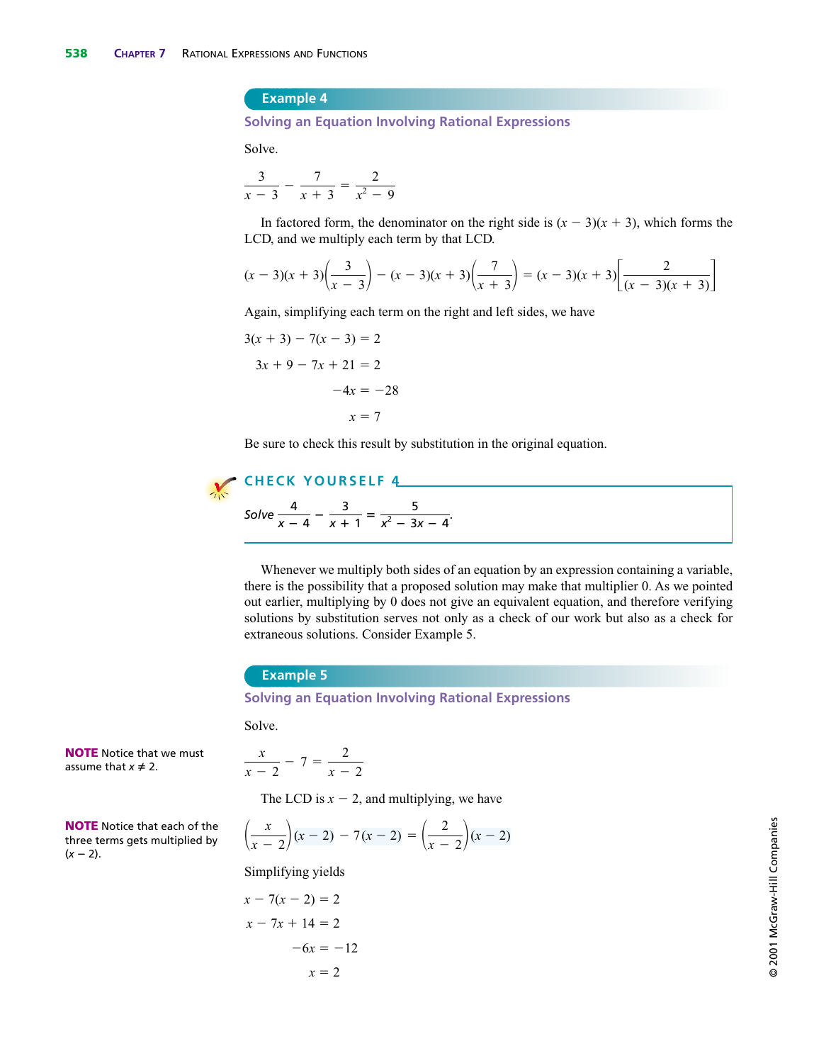## Example 4

### Solving an Equation Involving Rational Expressions

Solve.

$$\frac{3}{x-3} - \frac{7}{x+3} = \frac{2}{x^2-9}$$

In factored form, the denominator on the right side is $(x - 3)(x + 3)$, which forms the LCD, and we multiply each term by that LCD.

$$(x-3)(x+3)\left(\frac{3}{x-3}\right) - (x-3)(x+3)\left(\frac{7}{x+3}\right) = (x-3)(x+3)\left[\frac{2}{(x-3)(x+3)}\right]$$

Again, simplifying each term on the right and left sides, we have

$$3(x+3) - 7(x-3) = 2$$

$$3x + 9 - 7x + 21 = 2$$

$$-4x = -28$$

$$x = 7$$

Be sure to check this result by substitution in the original equation.

**CHECK YOURSELF 4**

*Solve* $\dfrac{4}{x-4} - \dfrac{3}{x+1} = \dfrac{5}{x^2-3x-4}$.

Whenever we multiply both sides of an equation by an expression containing a variable, there is the possibility that a proposed solution may make that multiplier 0. As we pointed out earlier, multiplying by 0 does not give an equivalent equation, and therefore verifying solutions by substitution serves not only as a check of our work but also as a check for extraneous solutions. Consider Example 5.

## Example 5

### Solving an Equation Involving Rational Expressions

Solve.

**NOTE** Notice that we must assume that $x \neq 2$.

$$\frac{x}{x-2} - 7 = \frac{2}{x-2}$$

The LCD is $x - 2$, and multiplying, we have

**NOTE** Notice that each of the three terms gets multiplied by $(x - 2)$.

$$\left(\frac{x}{x-2}\right)(x-2) - 7(x-2) = \left(\frac{2}{x-2}\right)(x-2)$$

Simplifying yields

$$x - 7(x-2) = 2$$

$$x - 7x + 14 = 2$$

$$-6x = -12$$

$$x = 2$$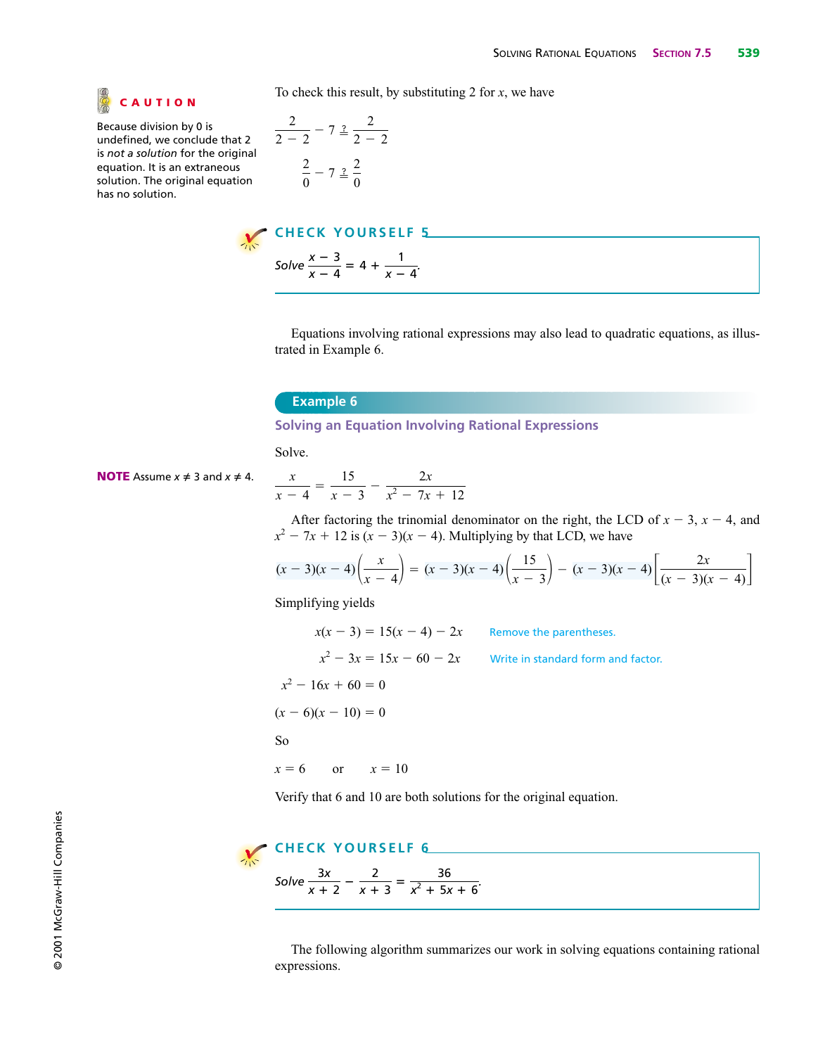**CAUTION**

Because division by 0 is undefined, we conclude that 2 is *not a solution* for the original equation. It is an extraneous solution. The original equation has no solution.

To check this result, by substituting 2 for $x$, we have

$$\frac{2}{2-2} - 7 \stackrel{?}{=} \frac{2}{2-2}$$

$$\frac{2}{0} - 7 \stackrel{?}{=} \frac{2}{0}$$

**CHECK YOURSELF 5**

*Solve* $\dfrac{x-3}{x-4} = 4 + \dfrac{1}{x-4}$.

Equations involving rational expressions may also lead to quadratic equations, as illustrated in Example 6.

## Example 6

### Solving an Equation Involving Rational Expressions

Solve.

**NOTE** Assume $x \neq 3$ and $x \neq 4$.

$$\frac{x}{x-4} = \frac{15}{x-3} - \frac{2x}{x^2 - 7x + 12}$$

After factoring the trinomial denominator on the right, the LCD of $x - 3$, $x - 4$, and $x^2 - 7x + 12$ is $(x - 3)(x - 4)$. Multiplying by that LCD, we have

$$(x-3)(x-4)\left(\frac{x}{x-4}\right) = (x-3)(x-4)\left(\frac{15}{x-3}\right) - (x-3)(x-4)\left[\frac{2x}{(x-3)(x-4)}\right]$$

Simplifying yields

$$x(x-3) = 15(x-4) - 2x \qquad \text{Remove the parentheses.}$$

$$x^2 - 3x = 15x - 60 - 2x \qquad \text{Write in standard form and factor.}$$

$$x^2 - 16x + 60 = 0$$

$$(x-6)(x-10) = 0$$

So

$$x = 6 \qquad \text{or} \qquad x = 10$$

Verify that 6 and 10 are both solutions for the original equation.

**CHECK YOURSELF 6**

*Solve* $\dfrac{3x}{x+2} - \dfrac{2}{x+3} = \dfrac{36}{x^2 + 5x + 6}$.

The following algorithm summarizes our work in solving equations containing rational expressions.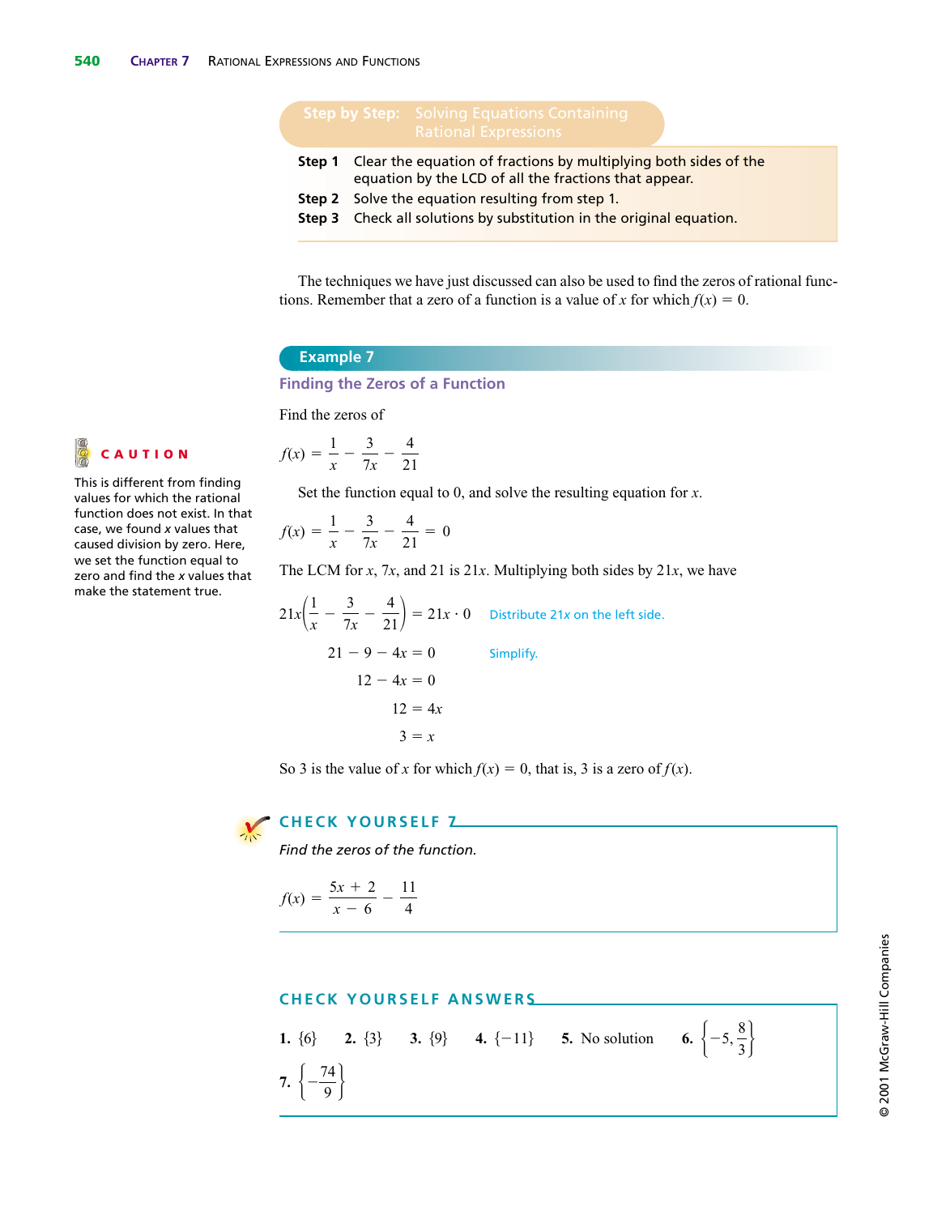### Step by Step: Solving Equations Containing Rational Expressions

**Step 1** Clear the equation of fractions by multiplying both sides of the equation by the LCD of all the fractions that appear.

**Step 2** Solve the equation resulting from step 1.

**Step 3** Check all solutions by substitution in the original equation.

The techniques we have just discussed can also be used to find the zeros of rational functions. Remember that a zero of a function is a value of $x$ for which $f(x) = 0$.

## Example 7

### Finding the Zeros of a Function

Find the zeros of

$$f(x) = \frac{1}{x} - \frac{3}{7x} - \frac{4}{21}$$

Set the function equal to 0, and solve the resulting equation for $x$.

$$f(x) = \frac{1}{x} - \frac{3}{7x} - \frac{4}{21} = 0$$

The LCM for $x$, $7x$, and 21 is $21x$. Multiplying both sides by $21x$, we have

$$21x\left(\frac{1}{x} - \frac{3}{7x} - \frac{4}{21}\right) = 21x \cdot 0 \qquad \text{Distribute } 21x \text{ on the left side.}$$

$$21 - 9 - 4x = 0 \qquad \text{Simplify.}$$

$$12 - 4x = 0$$

$$12 = 4x$$

$$3 = x$$

So 3 is the value of $x$ for which $f(x) = 0$, that is, 3 is a zero of $f(x)$.

**CAUTION**

This is different from finding values for which the rational function does not exist. In that case, we found $x$ values that caused division by zero. Here, we set the function equal to zero and find the $x$ values that make the statement true.

### CHECK YOURSELF 7

*Find the zeros of the function.*

$$f(x) = \frac{5x + 2}{x - 6} - \frac{11}{4}$$

### CHECK YOURSELF ANSWERS

**1.** $\{6\}$ **2.** $\{3\}$ **3.** $\{9\}$ **4.** $\{-11\}$ **5.** No solution **6.** $\left\{-5, \frac{8}{3}\right\}$

**7.** $\left\{-\frac{74}{9}\right\}$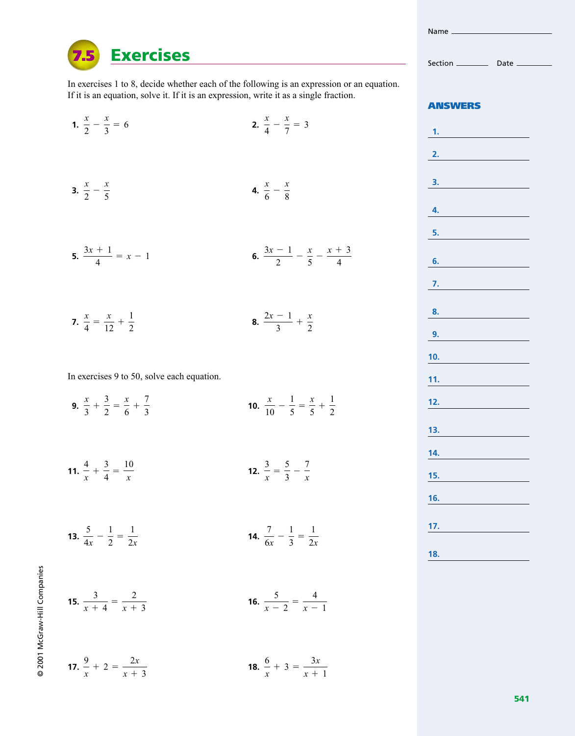# 7.5 Exercises

Name ______________________

Section __________ Date __________

In exercises 1 to 8, decide whether each of the following is an expression or an equation. If it is an equation, solve it. If it is an expression, write it as a single fraction.

**1.** $\dfrac{x}{2} - \dfrac{x}{3} = 6$

**2.** $\dfrac{x}{4} - \dfrac{x}{7} = 3$

**3.** $\dfrac{x}{2} - \dfrac{x}{5}$

**4.** $\dfrac{x}{6} - \dfrac{x}{8}$

**5.** $\dfrac{3x + 1}{4} = x - 1$

**6.** $\dfrac{3x - 1}{2} - \dfrac{x}{5} - \dfrac{x + 3}{4}$

**7.** $\dfrac{x}{4} = \dfrac{x}{12} + \dfrac{1}{2}$

**8.** $\dfrac{2x - 1}{3} + \dfrac{x}{2}$

In exercises 9 to 50, solve each equation.

**9.** $\dfrac{x}{3} + \dfrac{3}{2} = \dfrac{x}{6} + \dfrac{7}{3}$

**10.** $\dfrac{x}{10} - \dfrac{1}{5} = \dfrac{x}{5} + \dfrac{1}{2}$

**11.** $\dfrac{4}{x} + \dfrac{3}{4} = \dfrac{10}{x}$

**12.** $\dfrac{3}{x} = \dfrac{5}{3} - \dfrac{7}{x}$

**13.** $\dfrac{5}{4x} - \dfrac{1}{2} = \dfrac{1}{2x}$

**14.** $\dfrac{7}{6x} - \dfrac{1}{3} = \dfrac{1}{2x}$

**15.** $\dfrac{3}{x + 4} = \dfrac{2}{x + 3}$

**16.** $\dfrac{5}{x - 2} = \dfrac{4}{x - 1}$

**17.** $\dfrac{9}{x} + 2 = \dfrac{2x}{x + 3}$

**18.** $\dfrac{6}{x} + 3 = \dfrac{3x}{x + 1}$

**ANSWERS**

1. ______________________
2. ______________________
3. ______________________
4. ______________________
5. ______________________
6. ______________________
7. ______________________
8. ______________________
9. ______________________
10. ______________________
11. ______________________
12. ______________________
13. ______________________
14. ______________________
15. ______________________
16. ______________________
17. ______________________
18. ______________________

© 2001 McGraw-Hill Companies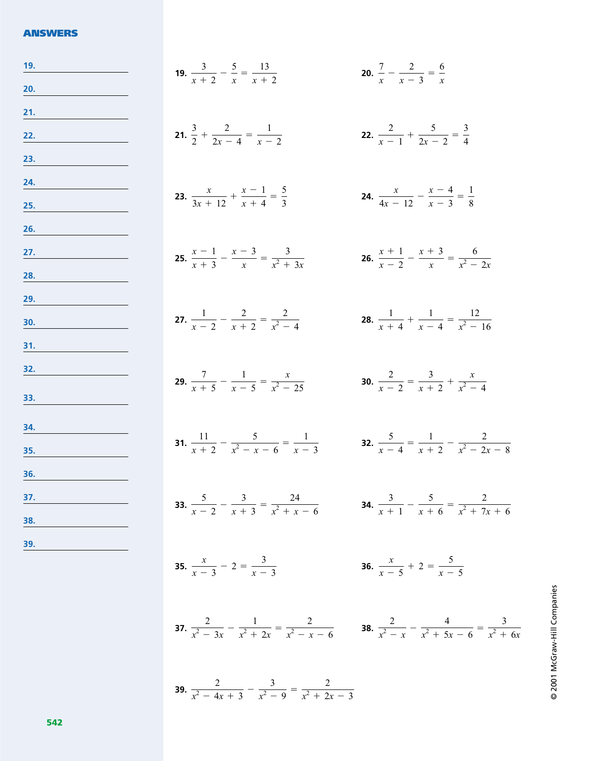**ANSWERS**

19. ______

20. ______

21. ______

22. ______

23. ______

24. ______

25. ______

26. ______

27. ______

28. ______

29. ______

30. ______

31. ______

32. ______

33. ______

34. ______

35. ______

36. ______

37. ______

38. ______

39. ______

**19.** $\dfrac{3}{x+2} - \dfrac{5}{x} = \dfrac{13}{x+2}$

**20.** $\dfrac{7}{x} - \dfrac{2}{x-3} = \dfrac{6}{x}$

**21.** $\dfrac{3}{2} + \dfrac{2}{2x-4} = \dfrac{1}{x-2}$

**22.** $\dfrac{2}{x-1} + \dfrac{5}{2x-2} = \dfrac{3}{4}$

**23.** $\dfrac{x}{3x+12} + \dfrac{x-1}{x+4} = \dfrac{5}{3}$

**24.** $\dfrac{x}{4x-12} - \dfrac{x-4}{x-3} = \dfrac{1}{8}$

**25.** $\dfrac{x-1}{x+3} - \dfrac{x-3}{x} = \dfrac{3}{x^2+3x}$

**26.** $\dfrac{x+1}{x-2} - \dfrac{x+3}{x} = \dfrac{6}{x^2-2x}$

**27.** $\dfrac{1}{x-2} - \dfrac{2}{x+2} = \dfrac{2}{x^2-4}$

**28.** $\dfrac{1}{x+4} + \dfrac{1}{x-4} = \dfrac{12}{x^2-16}$

**29.** $\dfrac{7}{x+5} - \dfrac{1}{x-5} = \dfrac{x}{x^2-25}$

**30.** $\dfrac{2}{x-2} = \dfrac{3}{x+2} + \dfrac{x}{x^2-4}$

**31.** $\dfrac{11}{x+2} - \dfrac{5}{x^2-x-6} = \dfrac{1}{x-3}$

**32.** $\dfrac{5}{x-4} = \dfrac{1}{x+2} - \dfrac{2}{x^2-2x-8}$

**33.** $\dfrac{5}{x-2} - \dfrac{3}{x+3} = \dfrac{24}{x^2+x-6}$

**34.** $\dfrac{3}{x+1} - \dfrac{5}{x+6} = \dfrac{2}{x^2+7x+6}$

**35.** $\dfrac{x}{x-3} - 2 = \dfrac{3}{x-3}$

**36.** $\dfrac{x}{x-5} + 2 = \dfrac{5}{x-5}$

**37.** $\dfrac{2}{x^2-3x} - \dfrac{1}{x^2+2x} = \dfrac{2}{x^2-x-6}$

**38.** $\dfrac{2}{x^2-x} - \dfrac{4}{x^2+5x-6} = \dfrac{3}{x^2+6x}$

**39.** $\dfrac{2}{x^2-4x+3} - \dfrac{3}{x^2-9} = \dfrac{2}{x^2+2x-3}$

© 2001 McGraw-Hill Companies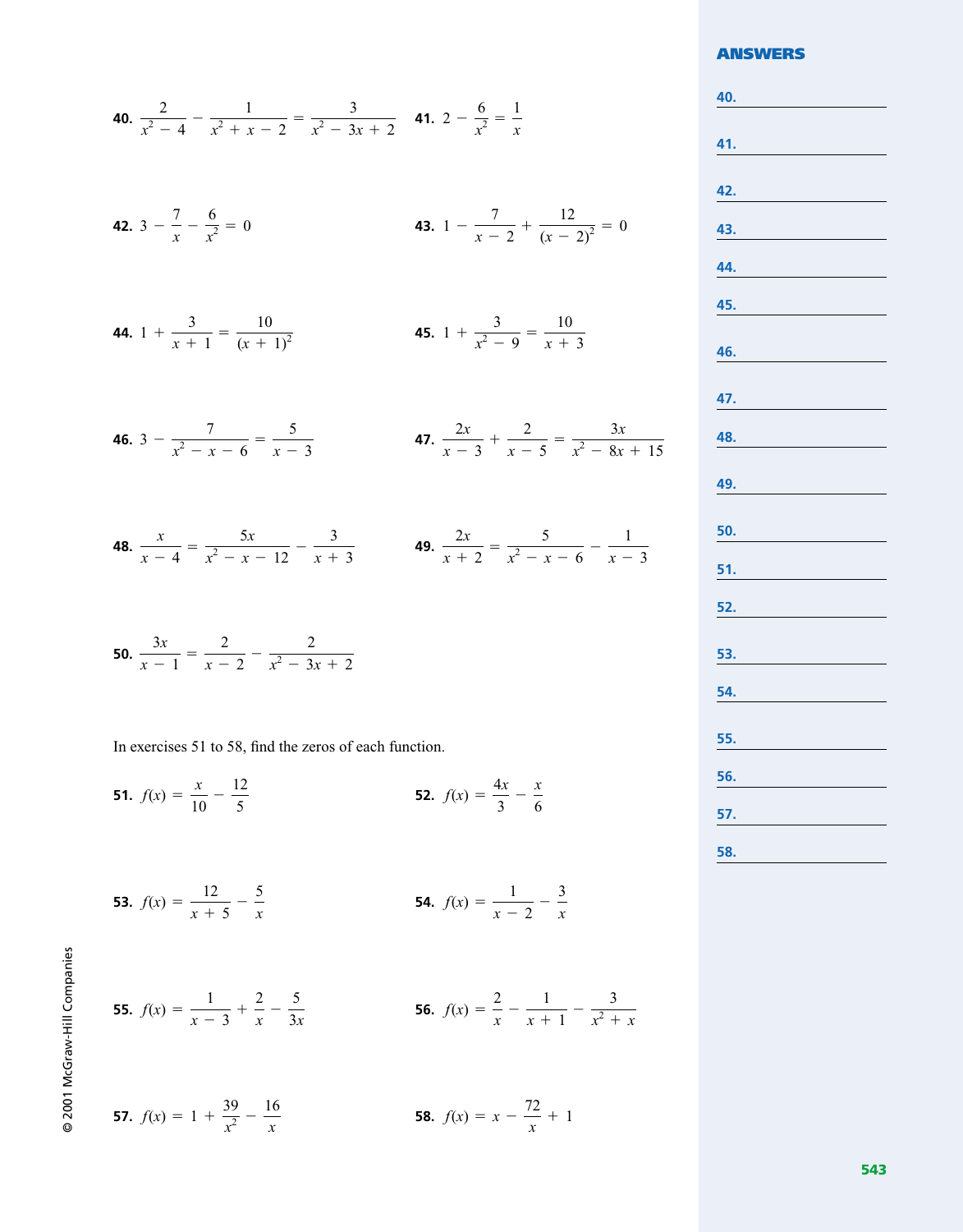**40.** $\dfrac{2}{x^2 - 4} - \dfrac{1}{x^2 + x - 2} = \dfrac{3}{x^2 - 3x + 2}$

**41.** $2 - \dfrac{6}{x^2} = \dfrac{1}{x}$

**42.** $3 - \dfrac{7}{x} - \dfrac{6}{x^2} = 0$

**43.** $1 - \dfrac{7}{x - 2} + \dfrac{12}{(x - 2)^2} = 0$

**44.** $1 + \dfrac{3}{x + 1} = \dfrac{10}{(x + 1)^2}$

**45.** $1 + \dfrac{3}{x^2 - 9} = \dfrac{10}{x + 3}$

**46.** $3 - \dfrac{7}{x^2 - x - 6} = \dfrac{5}{x - 3}$

**47.** $\dfrac{2x}{x - 3} + \dfrac{2}{x - 5} = \dfrac{3x}{x^2 - 8x + 15}$

**48.** $\dfrac{x}{x - 4} = \dfrac{5x}{x^2 - x - 12} - \dfrac{3}{x + 3}$

**49.** $\dfrac{2x}{x + 2} = \dfrac{5}{x^2 - x - 6} - \dfrac{1}{x - 3}$

**50.** $\dfrac{3x}{x - 1} = \dfrac{2}{x - 2} - \dfrac{2}{x^2 - 3x + 2}$

In exercises 51 to 58, find the zeros of each function.

**51.** $f(x) = \dfrac{x}{10} - \dfrac{12}{5}$

**52.** $f(x) = \dfrac{4x}{3} - \dfrac{x}{6}$

**53.** $f(x) = \dfrac{12}{x + 5} - \dfrac{5}{x}$

**54.** $f(x) = \dfrac{1}{x - 2} - \dfrac{3}{x}$

**55.** $f(x) = \dfrac{1}{x - 3} + \dfrac{2}{x} - \dfrac{5}{3x}$

**56.** $f(x) = \dfrac{2}{x} - \dfrac{1}{x + 1} - \dfrac{3}{x^2 + x}$

**57.** $f(x) = 1 + \dfrac{39}{x^2} - \dfrac{16}{x}$

**58.** $f(x) = x - \dfrac{72}{x} + 1$

## ANSWERS

40. ______

41. ______

42. ______

43. ______

44. ______

45. ______

46. ______

47. ______

48. ______

49. ______

50. ______

51. ______

52. ______

53. ______

54. ______

55. ______

56. ______

57. ______

58. ______

© 2001 McGraw-Hill Companies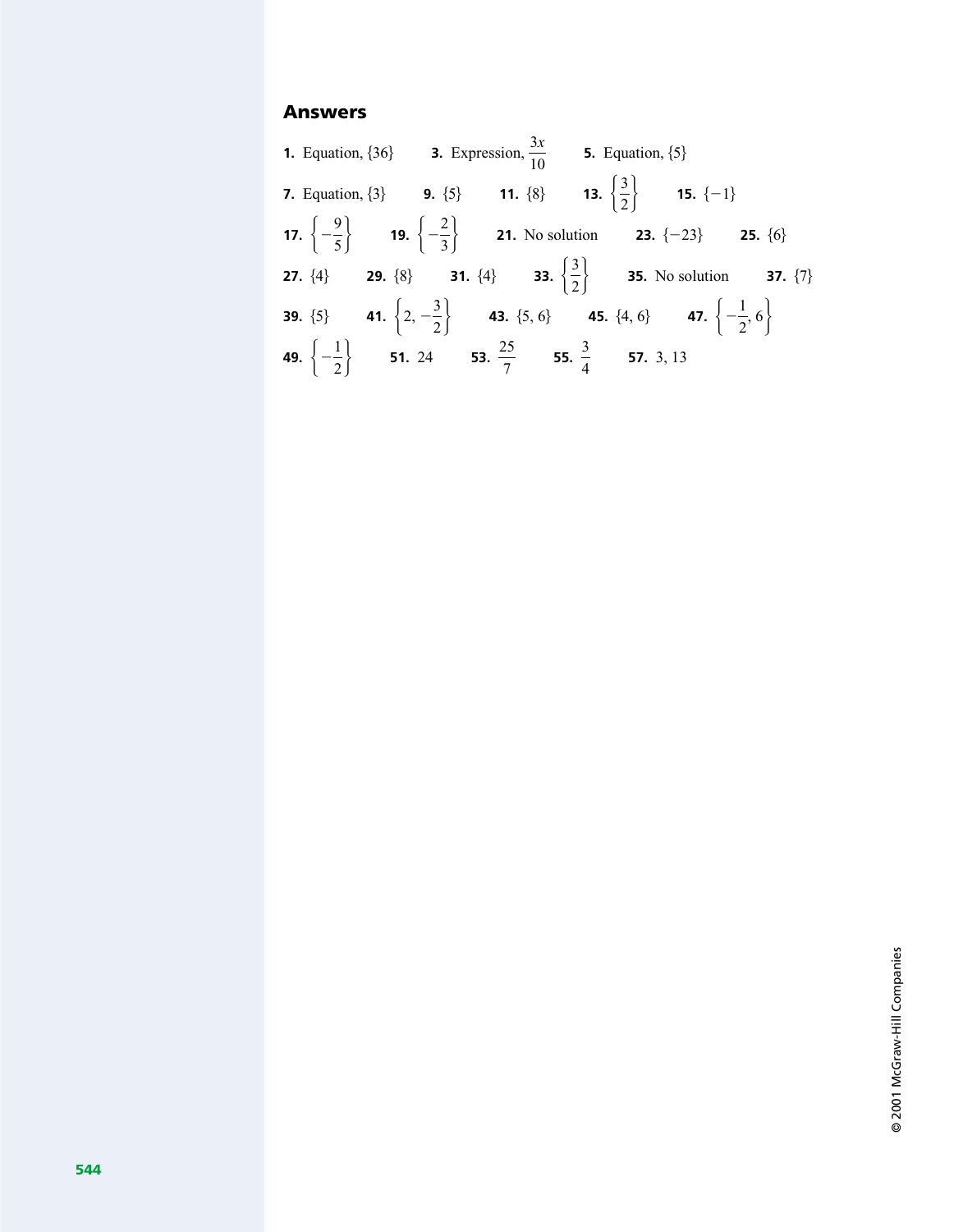## Answers

**1.** Equation, {36} **3.** Expression, $\frac{3x}{10}$ **5.** Equation, {5}

**7.** Equation, {3} **9.** {5} **11.** {8} **13.** $\left\{\frac{3}{2}\right\}$ **15.** $\{-1\}$

**17.** $\left\{-\frac{9}{5}\right\}$ **19.** $\left\{-\frac{2}{3}\right\}$ **21.** No solution **23.** $\{-23\}$ **25.** {6}

**27.** {4} **29.** {8} **31.** {4} **33.** $\left\{\frac{3}{2}\right\}$ **35.** No solution **37.** {7}

**39.** {5} **41.** $\left\{2, -\frac{3}{2}\right\}$ **43.** {5, 6} **45.** {4, 6} **47.** $\left\{-\frac{1}{2}, 6\right\}$

**49.** $\left\{-\frac{1}{2}\right\}$ **51.** 24 **53.** $\frac{25}{7}$ **55.** $\frac{3}{4}$ **57.** 3, 13